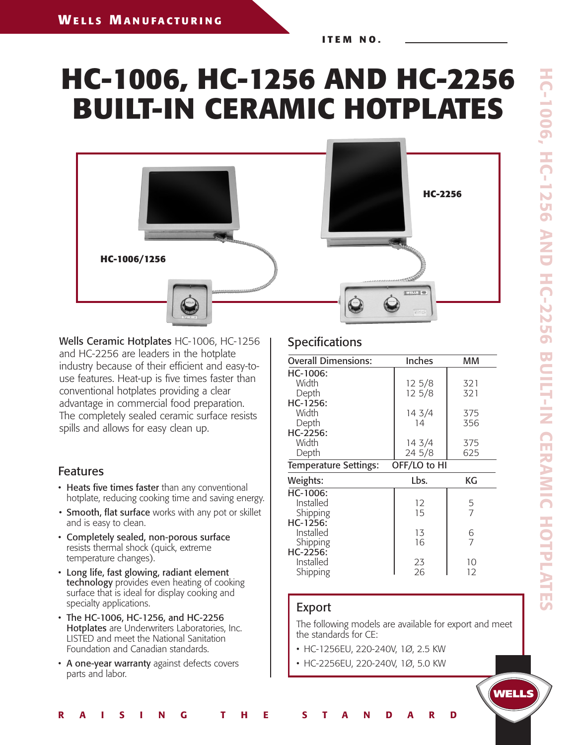WELLS MANUFACTURING

ITEM NO. ______________

# HC-1006, HC-1256 AND HC-2256 BUILT-IN CERAMIC HOTPLATES

HC-1006/1256

HC-2256

**Wells Ceramic Hotplates** HC-1006, HC-1256 and HC-2256 are leaders in the hotplate industry because of their efficient and easy-to-use features. Heat-up is five times faster than conventional hotplates providing a clear advantage in commercial food preparation. The completely sealed ceramic surface resists spills and allows for easy clean up.

## Features

- **Heats five times faster** than any conventional hotplate, reducing cooking time and saving energy.
- **Smooth, flat surface** works with any pot or skillet and is easy to clean.
- **Completely sealed, non-porous surface** resists thermal shock (quick, extreme temperature changes).
- **Long life, fast glowing, radiant element technology** provides even heating of cooking surface that is ideal for display cooking and specialty applications.
- **The HC-1006, HC-1256, and HC-2256 Hotplates** are Underwriters Laboratories, Inc. LISTED and meet the National Sanitation Foundation and Canadian standards.
- **A one-year warranty** against defects covers parts and labor.

## Specifications

| Overall Dimensions: | Inches | MM |
|---|---|---|
| **HC-1006:** | | |
| Width | 12 5/8 | 321 |
| Depth | 12 5/8 | 321 |
| **HC-1256:** | | |
| Width | 14 3/4 | 375 |
| Depth | 14 | 356 |
| **HC-2256:** | | |
| Width | 14 3/4 | 375 |
| Depth | 24 5/8 | 625 |
| Temperature Settings: | OFF/LO to HI | |

| Weights: | Lbs. | KG |
|---|---|---|
| **HC-1006:** | | |
| Installed | 12 | 5 |
| Shipping | 15 | 7 |
| **HC-1256:** | | |
| Installed | 13 | 6 |
| Shipping | 16 | 7 |
| **HC-2256:** | | |
| Installed | 23 | 10 |
| Shipping | 26 | 12 |

## Export

The following models are available for export and meet the standards for CE:

- HC-1256EU, 220-240V, 1Ø, 2.5 KW
- HC-2256EU, 220-240V, 1Ø, 5.0 KW

RAISING THE STANDARD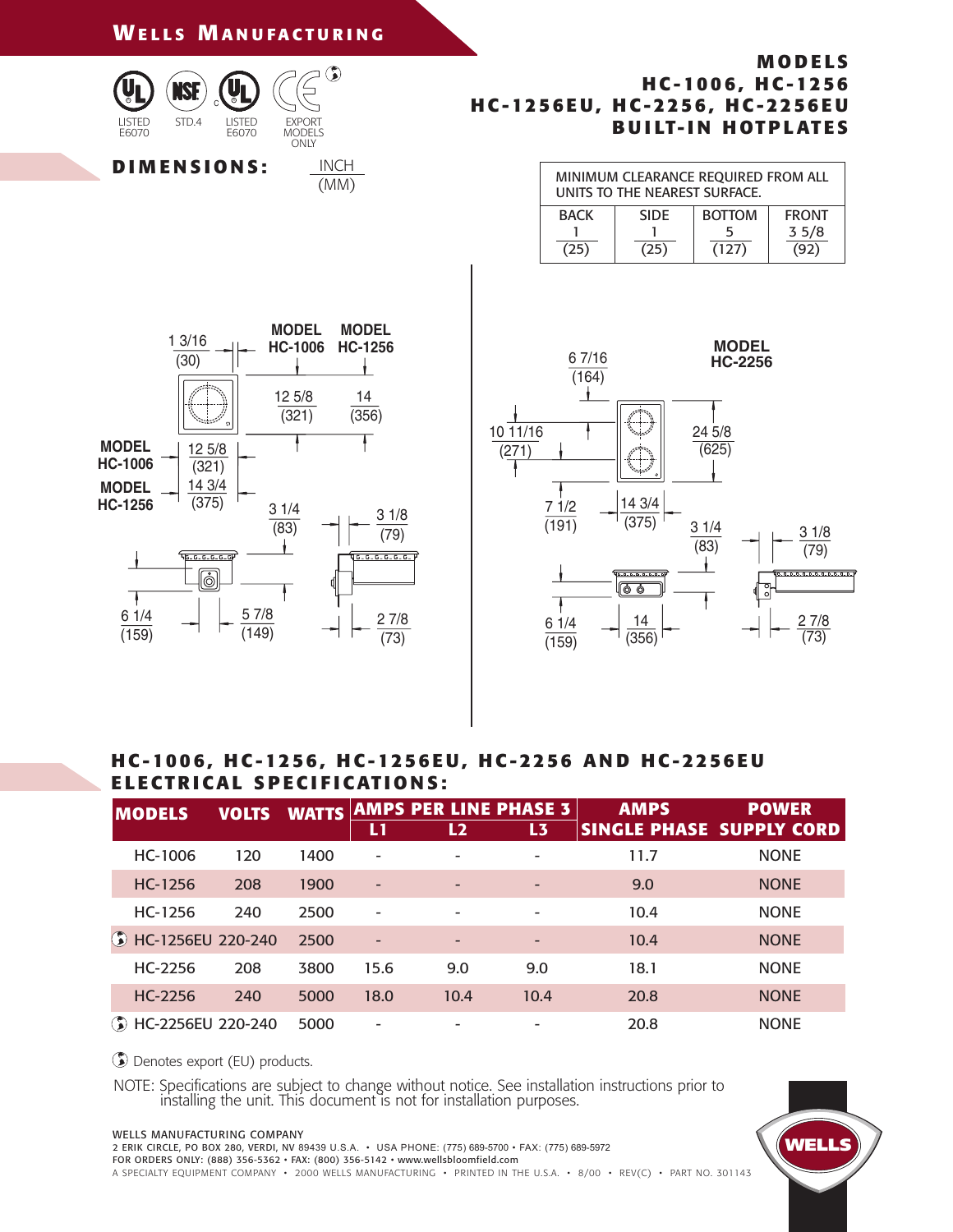## WELLS MANUFACTURING

LISTED E6070 · STD.4 · LISTED E6070 · EXPORT MODELS ONLY

# MODELS HC-1006, HC-1256 HC-1256EU, HC-2256, HC-2256EU BUILT-IN HOTPLATES

## DIMENSIONS:

INCH (MM)

| MINIMUM CLEARANCE REQUIRED FROM ALL UNITS TO THE NEAREST SURFACE. | | | |
|---|---|---|---|
| BACK | SIDE | BOTTOM | FRONT |
| 1 (25) | 1 (25) | 5 (127) | 3 5/8 (92) |

MODEL HC-1006 MODEL HC-1256

1 3/16 (30)
12 5/8 (321)
14 (356)
MODEL HC-1006 12 5/8 (321)
MODEL HC-1256 14 3/4 (375)
3 1/4 (83)
3 1/8 (79)
6 1/4 (159)
5 7/8 (149)
2 7/8 (73)

MODEL HC-2256

6 7/16 (164)
10 11/16 (271)
24 5/8 (625)
7 1/2 (191)
14 3/4 (375)
3 1/4 (83)
3 1/8 (79)
6 1/4 (159)
14 (356)
2 7/8 (73)

## HC-1006, HC-1256, HC-1256EU, HC-2256 AND HC-2256EU ELECTRICAL SPECIFICATIONS:

| MODELS | VOLTS | WATTS | AMPS PER LINE PHASE 3 L1 | L2 | L3 | AMPS SINGLE PHASE | POWER SUPPLY CORD |
|---|---|---|---|---|---|---|---|
| HC-1006 | 120 | 1400 | - | - | - | 11.7 | NONE |
| HC-1256 | 208 | 1900 | - | - | - | 9.0 | NONE |
| HC-1256 | 240 | 2500 | - | - | - | 10.4 | NONE |
| 🌐 HC-1256EU | 220-240 | 2500 | - | - | - | 10.4 | NONE |
| HC-2256 | 208 | 3800 | 15.6 | 9.0 | 9.0 | 18.1 | NONE |
| HC-2256 | 240 | 5000 | 18.0 | 10.4 | 10.4 | 20.8 | NONE |
| 🌐 HC-2256EU | 220-240 | 5000 | - | - | - | 20.8 | NONE |

🌐 Denotes export (EU) products.

NOTE: Specifications are subject to change without notice. See installation instructions prior to installing the unit. This document is not for installation purposes.

WELLS MANUFACTURING COMPANY
2 ERIK CIRCLE, PO BOX 280, VERDI, NV 89439 U.S.A. • USA PHONE: (775) 689-5700 • FAX: (775) 689-5972
FOR ORDERS ONLY: (888) 356-5362 • FAX: (800) 356-5142 • www.wellsbloomfield.com
A SPECIALTY EQUIPMENT COMPANY • 2000 WELLS MANUFACTURING • PRINTED IN THE U.S.A. • 8/00 • REV(C) • PART NO. 301143

WELLS